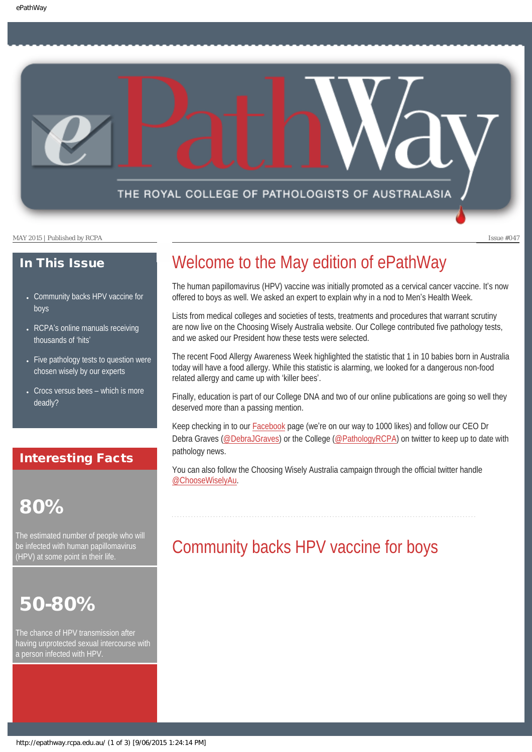# ePathWay

THE ROYAL COLLEGE OF PATHOLOGISTS OF AUSTRALASIA

MAY 2015 | Published by RCPA

Issue #047

## In This Issue

- Community backs HPV vaccine for boys
- RCPA's online manuals receiving thousands of 'hits'
- Five pathology tests to question were chosen wisely by our experts
- Crocs versus bees – which is more deadly?

## Interesting Facts

**80%**

The estimated number of people who will be infected with human papillomavirus (HPV) at some point in their life.

**50-80%**

The chance of HPV transmission after having unprotected sexual intercourse with a person infected with HPV.

# Welcome to the May edition of ePathWay

The human papillomavirus (HPV) vaccine was initially promoted as a cervical cancer vaccine. It's now offered to boys as well. We asked an expert to explain why in a nod to Men's Health Week.

Lists from medical colleges and societies of tests, treatments and procedures that warrant scrutiny are now live on the Choosing Wisely Australia website. Our College contributed five pathology tests, and we asked our President how these tests were selected.

The recent Food Allergy Awareness Week highlighted the statistic that 1 in 10 babies born in Australia today will have a food allergy. While this statistic is alarming, we looked for a dangerous non-food related allergy and came up with 'killer bees'.

Finally, education is part of our College DNA and two of our online publications are going so well they deserved more than a passing mention.

Keep checking in to our Facebook page (we're on our way to 1000 likes) and follow our CEO Dr Debra Graves (@DebraJGraves) or the College (@PathologyRCPA) on twitter to keep up to date with pathology news.

You can also follow the Choosing Wisely Australia campaign through the official twitter handle @ChooseWiselyAu.

# Community backs HPV vaccine for boys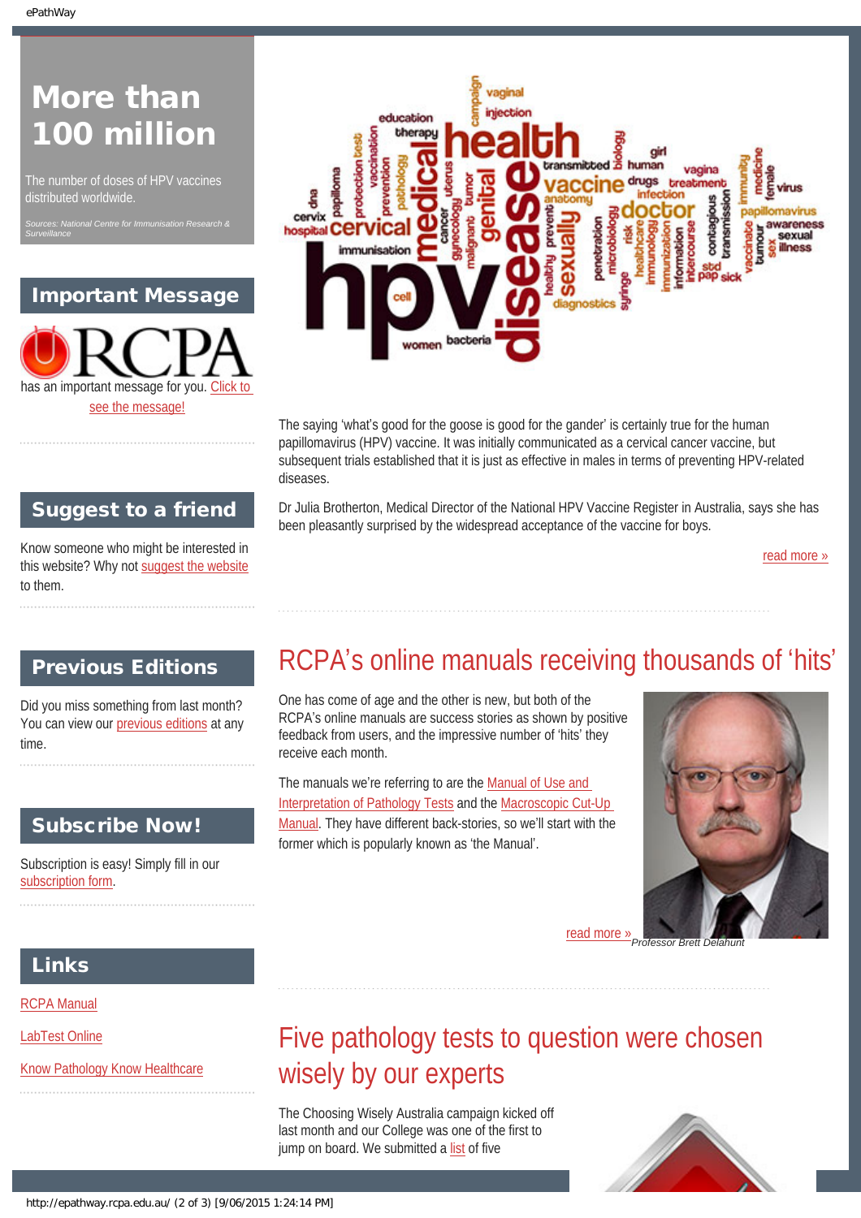# More than 100 million

The number of doses of HPV vaccines distributed worldwide.

*Sources: National Centre for Immunisation Research & Surveillance*

## Important Message

RCPA has an important message for you. Click to see the message!

## Suggest to a friend

Know someone who might be interested in this website? Why not suggest the website to them.

## Previous Editions

Did you miss something from last month? You can view our previous editions at any time.

## Subscribe Now!

Subscription is easy! Simply fill in our subscription form.

## Links

RCPA Manual

LabTest Online

Know Pathology Know Healthcare

---

The saying 'what's good for the goose is good for the gander' is certainly true for the human papillomavirus (HPV) vaccine. It was initially communicated as a cervical cancer vaccine, but subsequent trials established that it is just as effective in males in terms of preventing HPV-related diseases.

Dr Julia Brotherton, Medical Director of the National HPV Vaccine Register in Australia, says she has been pleasantly surprised by the widespread acceptance of the vaccine for boys.

read more »

## RCPA's online manuals receiving thousands of 'hits'

One has come of age and the other is new, but both of the RCPA's online manuals are success stories as shown by positive feedback from users, and the impressive number of 'hits' they receive each month.

The manuals we're referring to are the Manual of Use and Interpretation of Pathology Tests and the Macroscopic Cut-Up Manual. They have different back-stories, so we'll start with the former which is popularly known as 'the Manual'.

read more »

*Professor Brett Delahunt*

## Five pathology tests to question were chosen wisely by our experts

The Choosing Wisely Australia campaign kicked off last month and our College was one of the first to jump on board. We submitted a list of five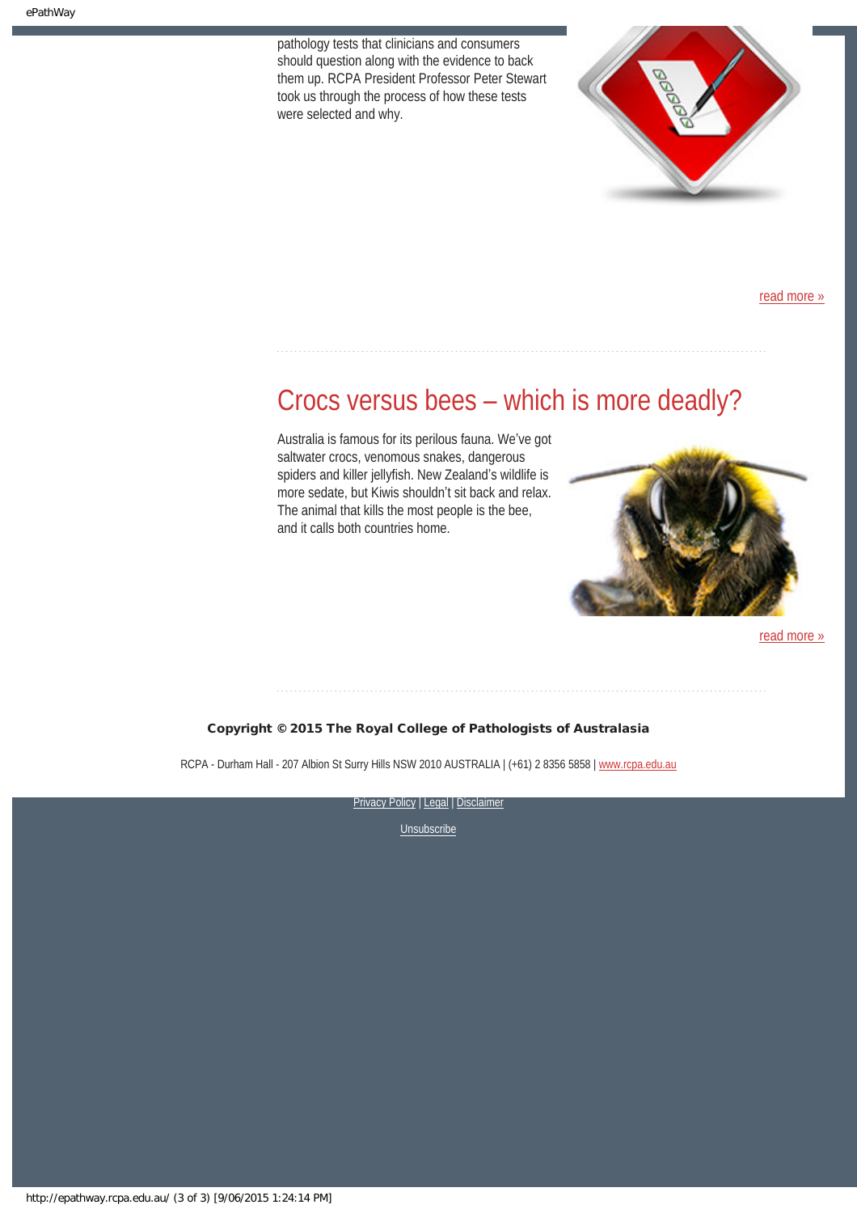pathology tests that clinicians and consumers should question along with the evidence to back them up. RCPA President Professor Peter Stewart took us through the process of how these tests were selected and why.

read more »

## Crocs versus bees – which is more deadly?

Australia is famous for its perilous fauna. We've got saltwater crocs, venomous snakes, dangerous spiders and killer jellyfish. New Zealand's wildlife is more sedate, but Kiwis shouldn't sit back and relax. The animal that kills the most people is the bee, and it calls both countries home.

read more »

**Copyright © 2015 The Royal College of Pathologists of Australasia**

RCPA - Durham Hall - 207 Albion St Surry Hills NSW 2010 AUSTRALIA | (+61) 2 8356 5858 | www.rcpa.edu.au

Privacy Policy | Legal | Disclaimer

Unsubscribe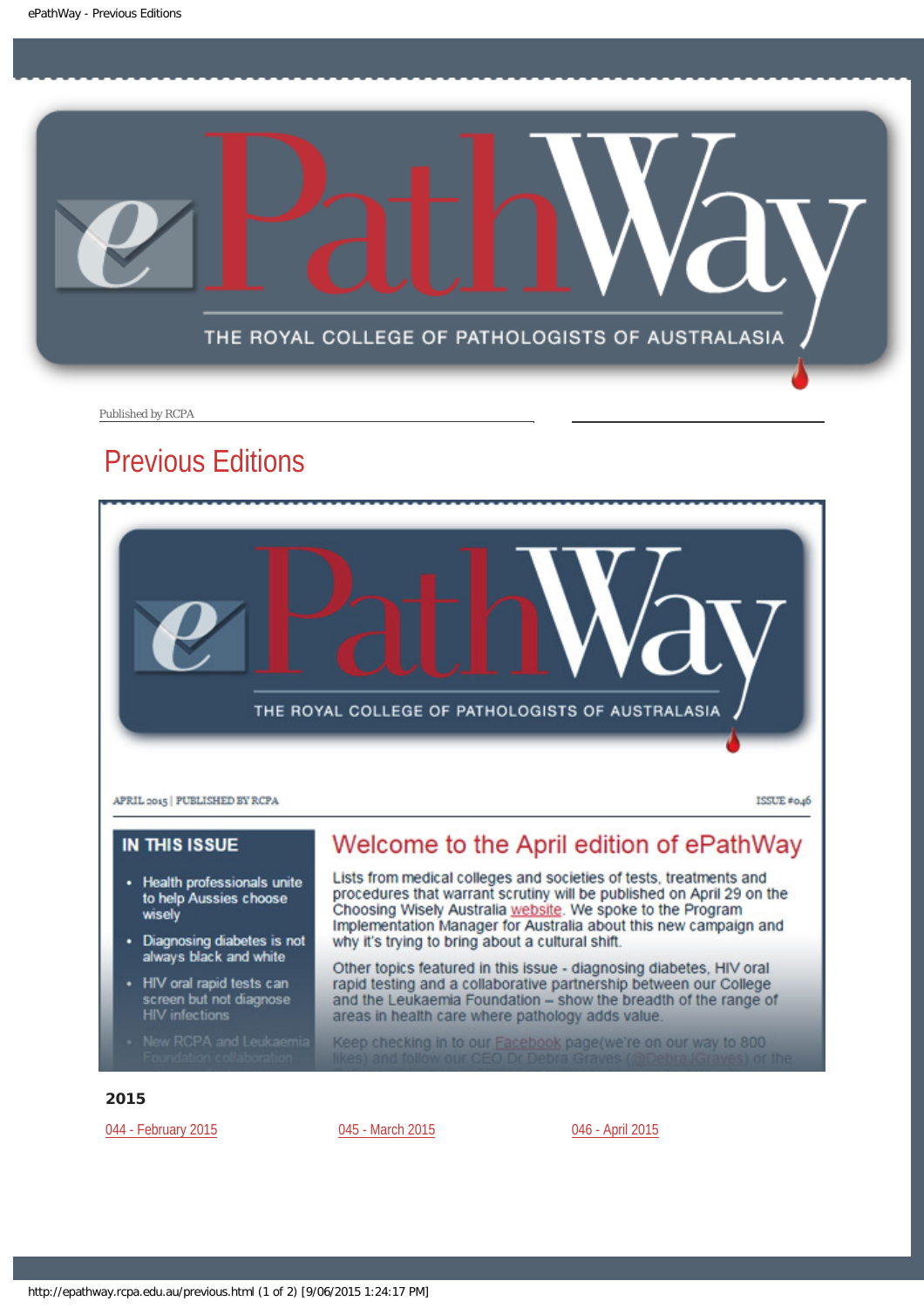# ePathWay

THE ROYAL COLLEGE OF PATHOLOGISTS OF AUSTRALASIA

Published by RCPA

## Previous Editions

ePathWay

THE ROYAL COLLEGE OF PATHOLOGISTS OF AUSTRALASIA

APRIL 2015 | PUBLISHED BY RCPA

ISSUE #046

### IN THIS ISSUE

- Health professionals unite to help Aussies choose wisely
- Diagnosing diabetes is not always black and white
- HIV oral rapid tests can screen but not diagnose HIV infections
- New RCPA and Leukaemia Foundation collaboration

### Welcome to the April edition of ePathWay

Lists from medical colleges and societies of tests, treatments and procedures that warrant scrutiny will be published on April 29 on the Choosing Wisely Australia website. We spoke to the Program Implementation Manager for Australia about this new campaign and why it's trying to bring about a cultural shift.

Other topics featured in this issue - diagnosing diabetes, HIV oral rapid testing and a collaborative partnership between our College and the Leukaemia Foundation – show the breadth of the range of areas in health care where pathology adds value.

Keep checking in to our Facebook page(we're on our way to 800 likes) and follow our CEO Dr Debra Graves (@DebraJGraves) or the

**2015**

044 - February 2015

045 - March 2015

046 - April 2015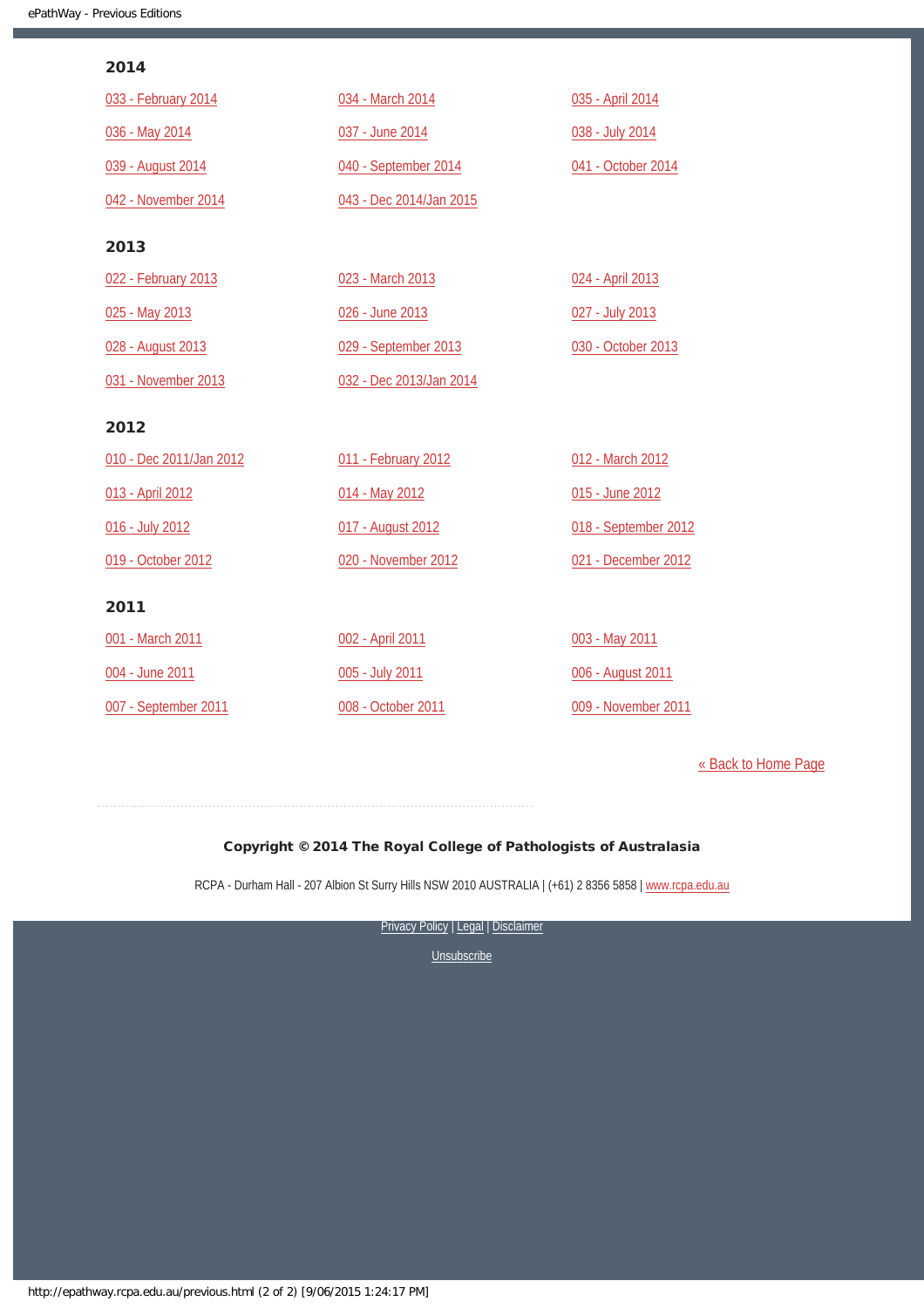## 2014

033 - February 2014

034 - March 2014

035 - April 2014

036 - May 2014

037 - June 2014

038 - July 2014

039 - August 2014

040 - September 2014

041 - October 2014

042 - November 2014

043 - Dec 2014/Jan 2015

## 2013

022 - February 2013

023 - March 2013

024 - April 2013

025 - May 2013

026 - June 2013

027 - July 2013

028 - August 2013

029 - September 2013

030 - October 2013

031 - November 2013

032 - Dec 2013/Jan 2014

## 2012

010 - Dec 2011/Jan 2012

011 - February 2012

012 - March 2012

013 - April 2012

014 - May 2012

015 - June 2012

016 - July 2012

017 - August 2012

018 - September 2012

019 - October 2012

020 - November 2012

021 - December 2012

## 2011

001 - March 2011

002 - April 2011

003 - May 2011

004 - June 2011

005 - July 2011

006 - August 2011

007 - September 2011

008 - October 2011

009 - November 2011

« Back to Home Page

**Copyright © 2014 The Royal College of Pathologists of Australasia**

RCPA - Durham Hall - 207 Albion St Surry Hills NSW 2010 AUSTRALIA | (+61) 2 8356 5858 | www.rcpa.edu.au

Privacy Policy | Legal | Disclaimer

Unsubscribe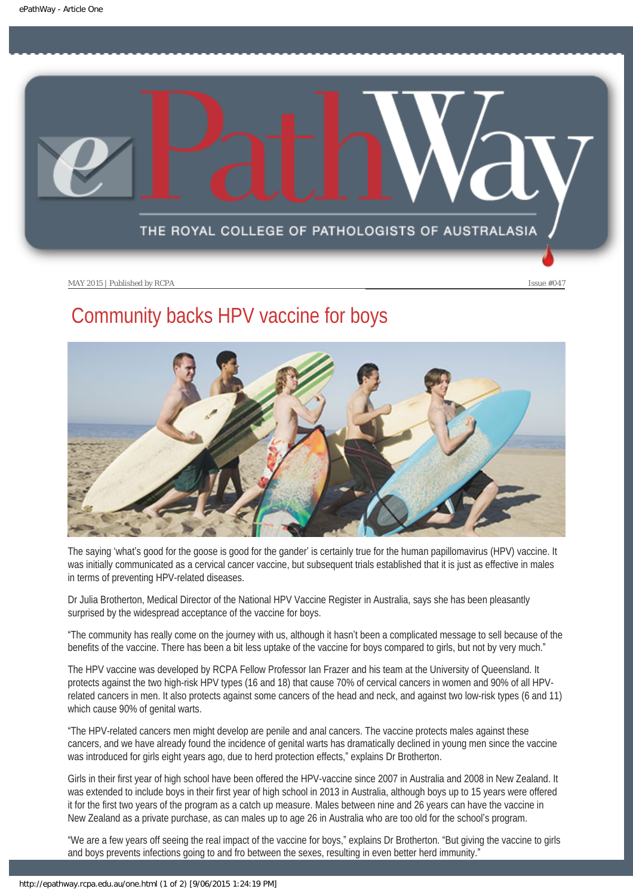MAY 2015 | Published by RCPA Issue #047

# Community backs HPV vaccine for boys

The saying 'what's good for the goose is good for the gander' is certainly true for the human papillomavirus (HPV) vaccine. It was initially communicated as a cervical cancer vaccine, but subsequent trials established that it is just as effective in males in terms of preventing HPV-related diseases.

Dr Julia Brotherton, Medical Director of the National HPV Vaccine Register in Australia, says she has been pleasantly surprised by the widespread acceptance of the vaccine for boys.

"The community has really come on the journey with us, although it hasn't been a complicated message to sell because of the benefits of the vaccine. There has been a bit less uptake of the vaccine for boys compared to girls, but not by very much."

The HPV vaccine was developed by RCPA Fellow Professor Ian Frazer and his team at the University of Queensland. It protects against the two high-risk HPV types (16 and 18) that cause 70% of cervical cancers in women and 90% of all HPV-related cancers in men. It also protects against some cancers of the head and neck, and against two low-risk types (6 and 11) which cause 90% of genital warts.

"The HPV-related cancers men might develop are penile and anal cancers. The vaccine protects males against these cancers, and we have already found the incidence of genital warts has dramatically declined in young men since the vaccine was introduced for girls eight years ago, due to herd protection effects," explains Dr Brotherton.

Girls in their first year of high school have been offered the HPV-vaccine since 2007 in Australia and 2008 in New Zealand. It was extended to include boys in their first year of high school in 2013 in Australia, although boys up to 15 years were offered it for the first two years of the program as a catch up measure. Males between nine and 26 years can have the vaccine in New Zealand as a private purchase, as can males up to age 26 in Australia who are too old for the school's program.

"We are a few years off seeing the real impact of the vaccine for boys," explains Dr Brotherton. "But giving the vaccine to girls and boys prevents infections going to and fro between the sexes, resulting in even better herd immunity."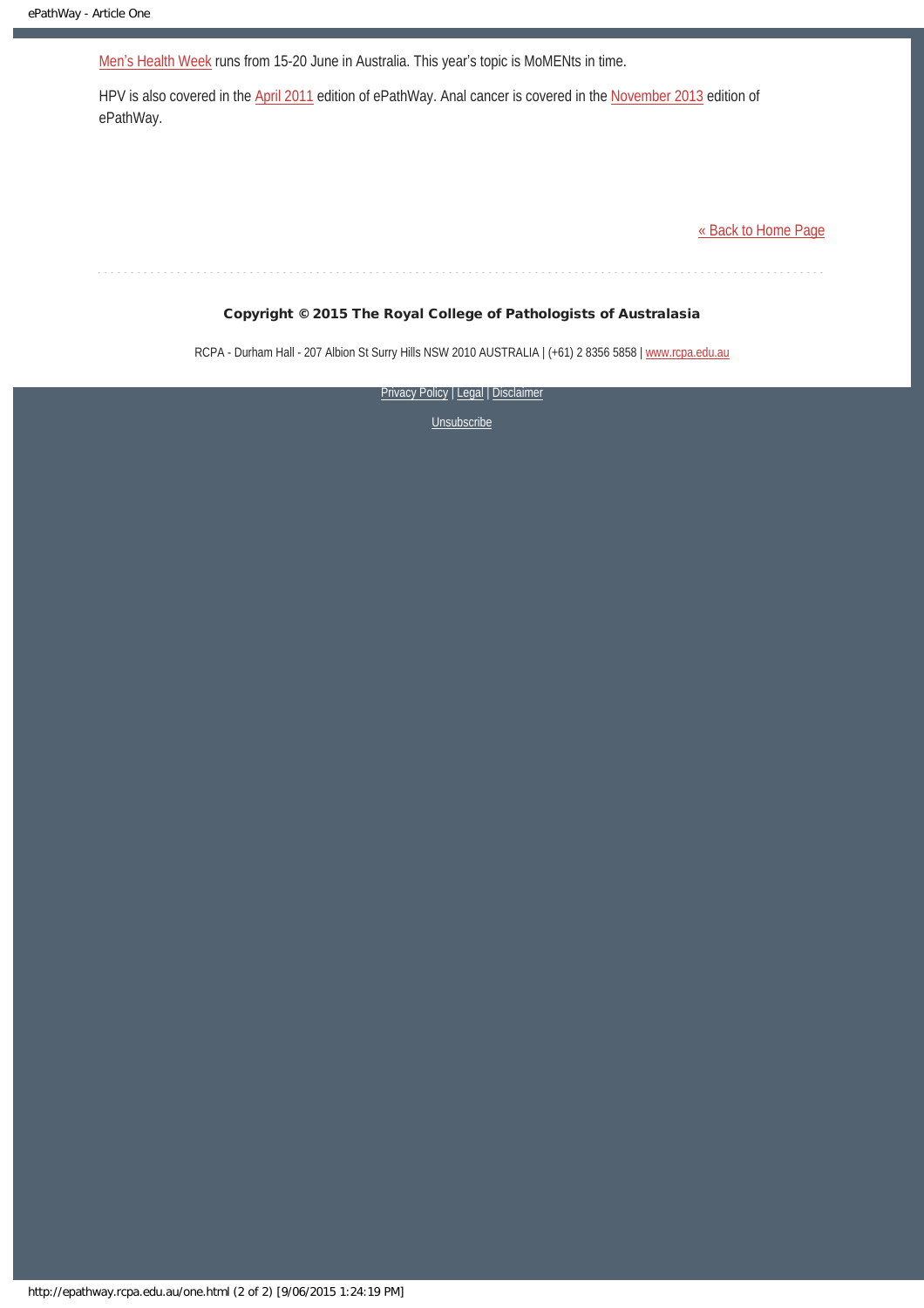Men's Health Week runs from 15-20 June in Australia. This year's topic is MoMENts in time.

HPV is also covered in the April 2011 edition of ePathWay. Anal cancer is covered in the November 2013 edition of ePathWay.

« Back to Home Page

**Copyright © 2015 The Royal College of Pathologists of Australasia**

RCPA - Durham Hall - 207 Albion St Surry Hills NSW 2010 AUSTRALIA | (+61) 2 8356 5858 | www.rcpa.edu.au

Privacy Policy | Legal | Disclaimer

Unsubscribe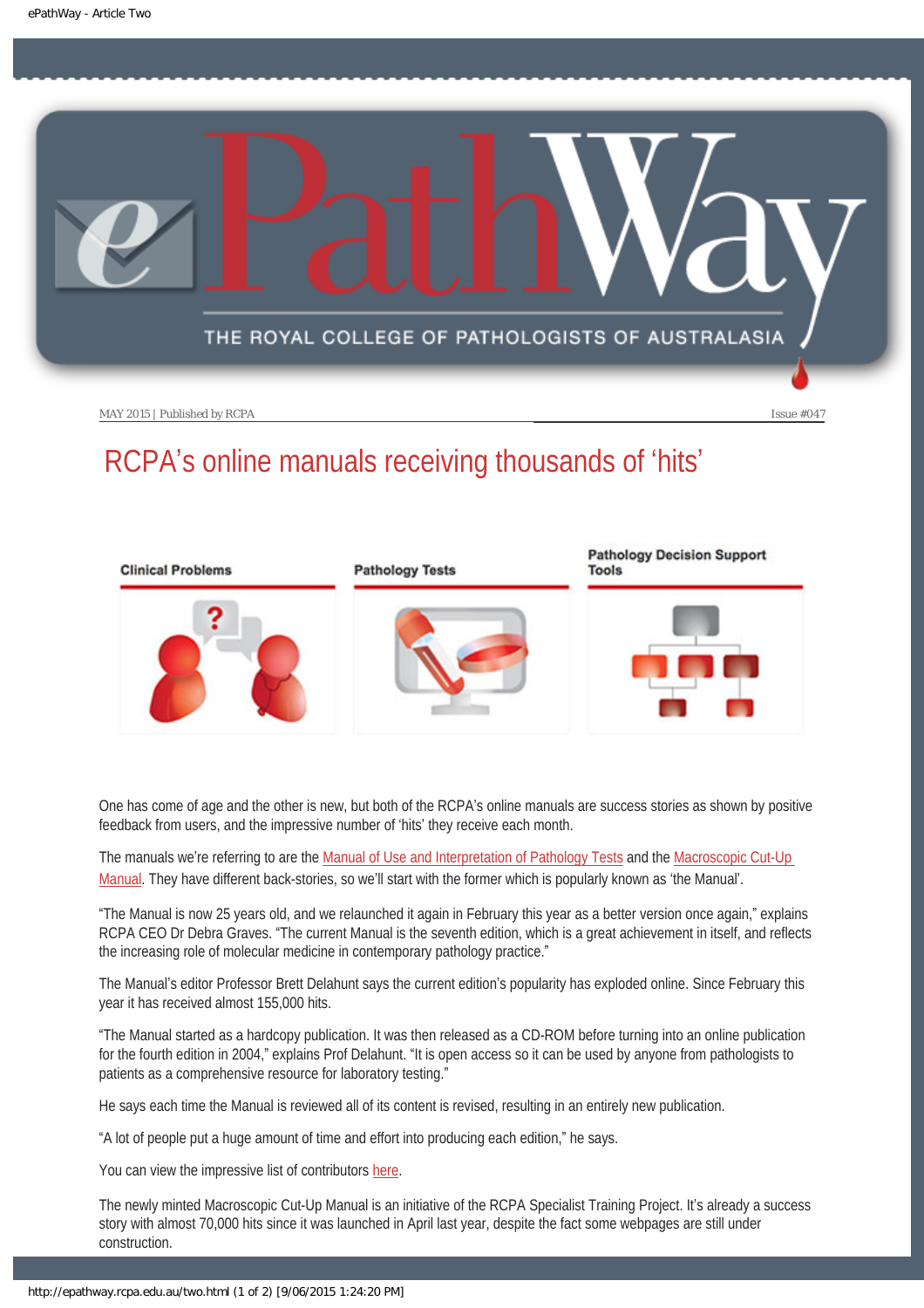MAY 2015 | Published by RCPA Issue #047

# RCPA's online manuals receiving thousands of 'hits'

Clinical Problems | Pathology Tests | Pathology Decision Support Tools

One has come of age and the other is new, but both of the RCPA's online manuals are success stories as shown by positive feedback from users, and the impressive number of 'hits' they receive each month.

The manuals we're referring to are the Manual of Use and Interpretation of Pathology Tests and the Macroscopic Cut-Up Manual. They have different back-stories, so we'll start with the former which is popularly known as 'the Manual'.

"The Manual is now 25 years old, and we relaunched it again in February this year as a better version once again," explains RCPA CEO Dr Debra Graves. "The current Manual is the seventh edition, which is a great achievement in itself, and reflects the increasing role of molecular medicine in contemporary pathology practice."

The Manual's editor Professor Brett Delahunt says the current edition's popularity has exploded online. Since February this year it has received almost 155,000 hits.

"The Manual started as a hardcopy publication. It was then released as a CD-ROM before turning into an online publication for the fourth edition in 2004," explains Prof Delahunt. "It is open access so it can be used by anyone from pathologists to patients as a comprehensive resource for laboratory testing."

He says each time the Manual is reviewed all of its content is revised, resulting in an entirely new publication.

"A lot of people put a huge amount of time and effort into producing each edition," he says.

You can view the impressive list of contributors here.

The newly minted Macroscopic Cut-Up Manual is an initiative of the RCPA Specialist Training Project. It's already a success story with almost 70,000 hits since it was launched in April last year, despite the fact some webpages are still under construction.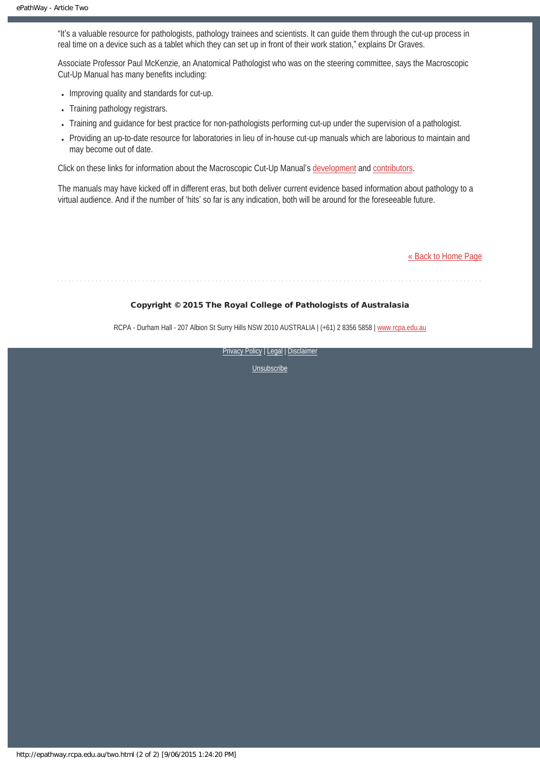"It's a valuable resource for pathologists, pathology trainees and scientists. It can guide them through the cut-up process in real time on a device such as a tablet which they can set up in front of their work station," explains Dr Graves.

Associate Professor Paul McKenzie, an Anatomical Pathologist who was on the steering committee, says the Macroscopic Cut-Up Manual has many benefits including:

- Improving quality and standards for cut-up.
- Training pathology registrars.
- Training and guidance for best practice for non-pathologists performing cut-up under the supervision of a pathologist.
- Providing an up-to-date resource for laboratories in lieu of in-house cut-up manuals which are laborious to maintain and may become out of date.

Click on these links for information about the Macroscopic Cut-Up Manual's development and contributors.

The manuals may have kicked off in different eras, but both deliver current evidence based information about pathology to a virtual audience. And if the number of 'hits' so far is any indication, both will be around for the foreseeable future.

« Back to Home Page

**Copyright © 2015 The Royal College of Pathologists of Australasia**

RCPA - Durham Hall - 207 Albion St Surry Hills NSW 2010 AUSTRALIA | (+61) 2 8356 5858 | www.rcpa.edu.au

Privacy Policy | Legal | Disclaimer

Unsubscribe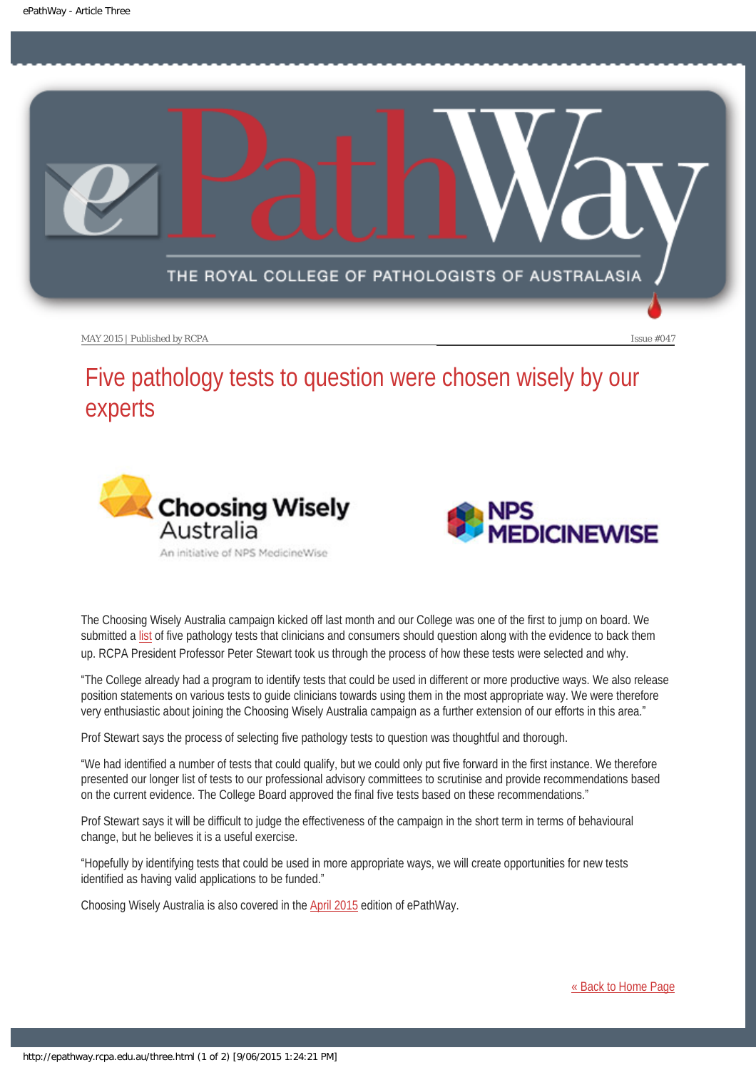MAY 2015 | Published by RCPA Issue #047

# Five pathology tests to question were chosen wisely by our experts

The Choosing Wisely Australia campaign kicked off last month and our College was one of the first to jump on board. We submitted a list of five pathology tests that clinicians and consumers should question along with the evidence to back them up. RCPA President Professor Peter Stewart took us through the process of how these tests were selected and why.

"The College already had a program to identify tests that could be used in different or more productive ways. We also release position statements on various tests to guide clinicians towards using them in the most appropriate way. We were therefore very enthusiastic about joining the Choosing Wisely Australia campaign as a further extension of our efforts in this area."

Prof Stewart says the process of selecting five pathology tests to question was thoughtful and thorough.

"We had identified a number of tests that could qualify, but we could only put five forward in the first instance. We therefore presented our longer list of tests to our professional advisory committees to scrutinise and provide recommendations based on the current evidence. The College Board approved the final five tests based on these recommendations."

Prof Stewart says it will be difficult to judge the effectiveness of the campaign in the short term in terms of behavioural change, but he believes it is a useful exercise.

"Hopefully by identifying tests that could be used in more appropriate ways, we will create opportunities for new tests identified as having valid applications to be funded."

Choosing Wisely Australia is also covered in the April 2015 edition of ePathWay.

« Back to Home Page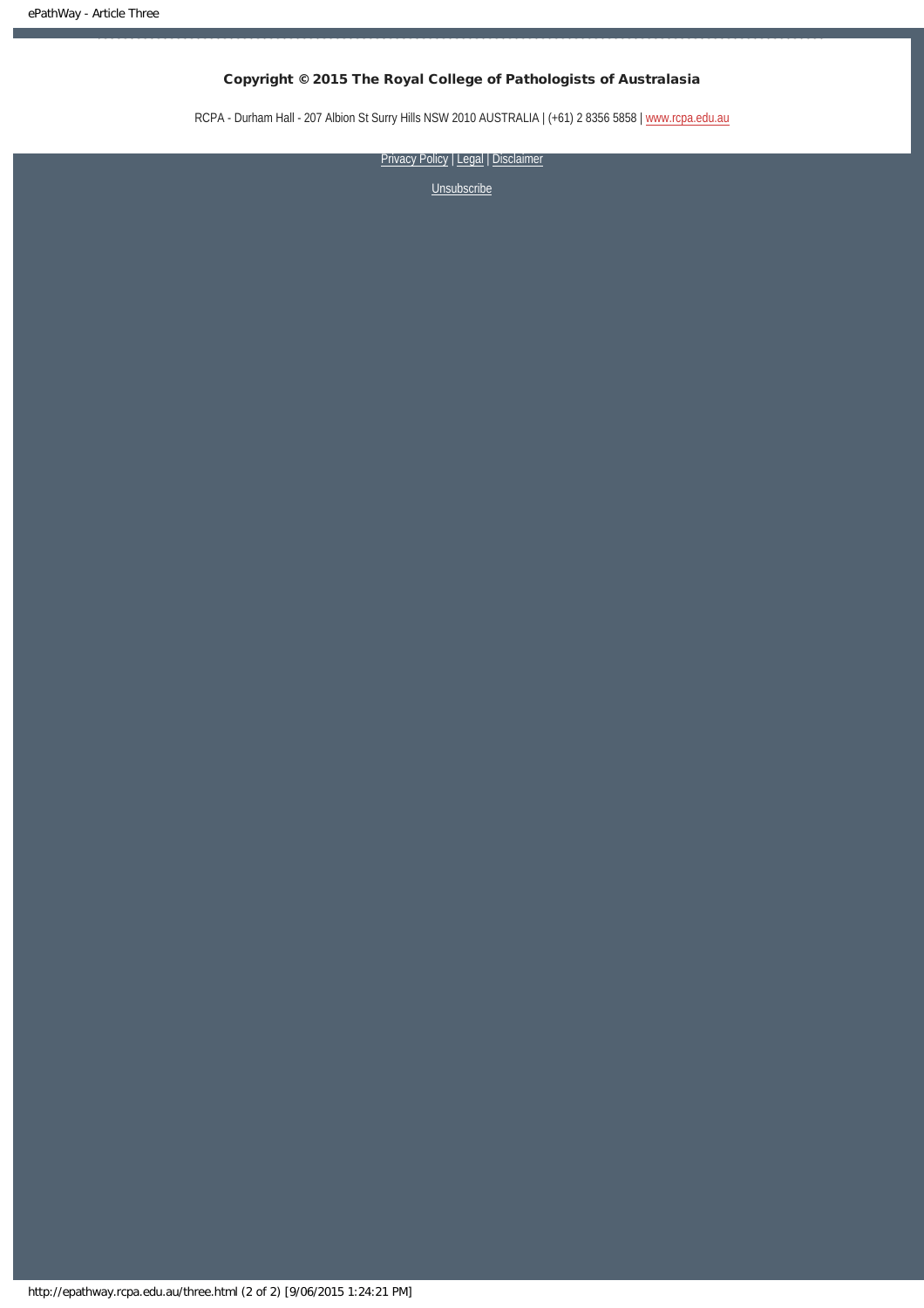**Copyright © 2015 The Royal College of Pathologists of Australasia**

RCPA - Durham Hall - 207 Albion St Surry Hills NSW 2010 AUSTRALIA | (+61) 2 8356 5858 | www.rcpa.edu.au

Privacy Policy | Legal | Disclaimer

Unsubscribe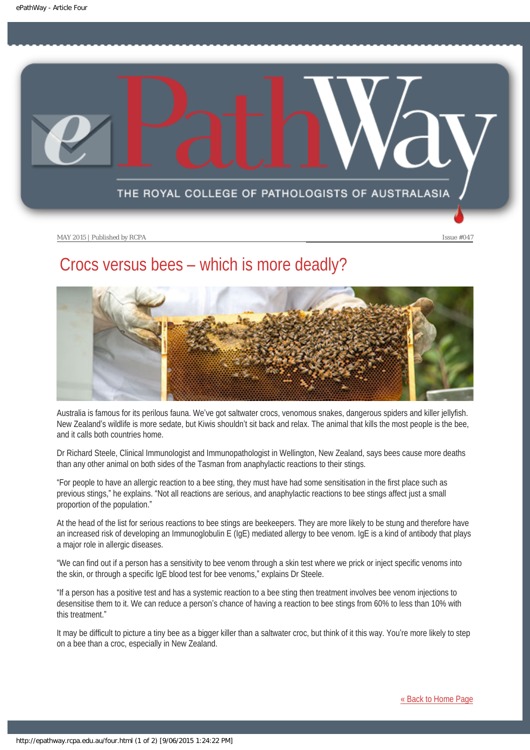MAY 2015 | Published by RCPA

Issue #047

# Crocs versus bees – which is more deadly?

Australia is famous for its perilous fauna. We've got saltwater crocs, venomous snakes, dangerous spiders and killer jellyfish. New Zealand's wildlife is more sedate, but Kiwis shouldn't sit back and relax. The animal that kills the most people is the bee, and it calls both countries home.

Dr Richard Steele, Clinical Immunologist and Immunopathologist in Wellington, New Zealand, says bees cause more deaths than any other animal on both sides of the Tasman from anaphylactic reactions to their stings.

"For people to have an allergic reaction to a bee sting, they must have had some sensitisation in the first place such as previous stings," he explains. "Not all reactions are serious, and anaphylactic reactions to bee stings affect just a small proportion of the population."

At the head of the list for serious reactions to bee stings are beekeepers. They are more likely to be stung and therefore have an increased risk of developing an Immunoglobulin E (IgE) mediated allergy to bee venom. IgE is a kind of antibody that plays a major role in allergic diseases.

"We can find out if a person has a sensitivity to bee venom through a skin test where we prick or inject specific venoms into the skin, or through a specific IgE blood test for bee venoms," explains Dr Steele.

"If a person has a positive test and has a systemic reaction to a bee sting then treatment involves bee venom injections to desensitise them to it. We can reduce a person's chance of having a reaction to bee stings from 60% to less than 10% with this treatment."

It may be difficult to picture a tiny bee as a bigger killer than a saltwater croc, but think of it this way. You're more likely to step on a bee than a croc, especially in New Zealand.

« Back to Home Page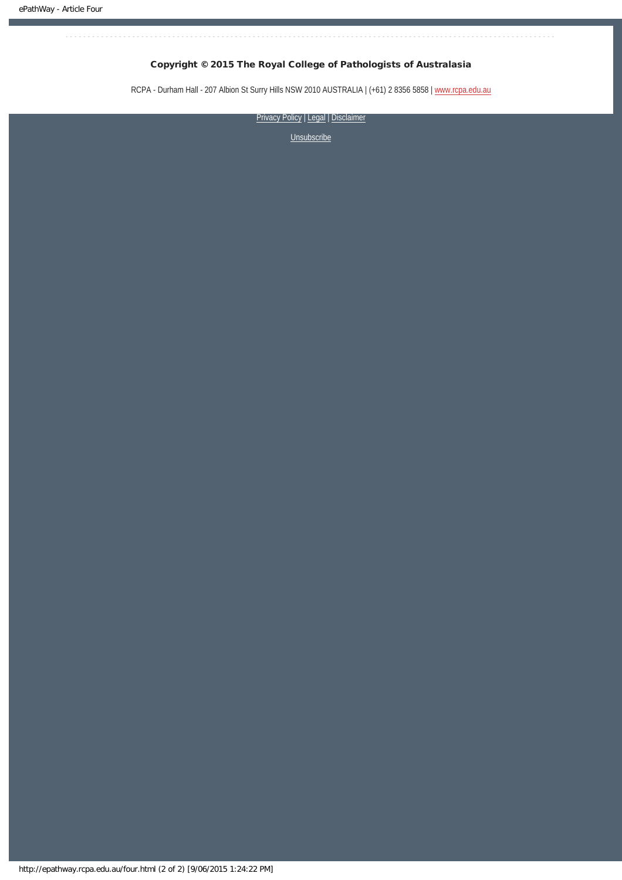**Copyright © 2015 The Royal College of Pathologists of Australasia**

RCPA - Durham Hall - 207 Albion St Surry Hills NSW 2010 AUSTRALIA | (+61) 2 8356 5858 | www.rcpa.edu.au

Privacy Policy | Legal | Disclaimer

Unsubscribe